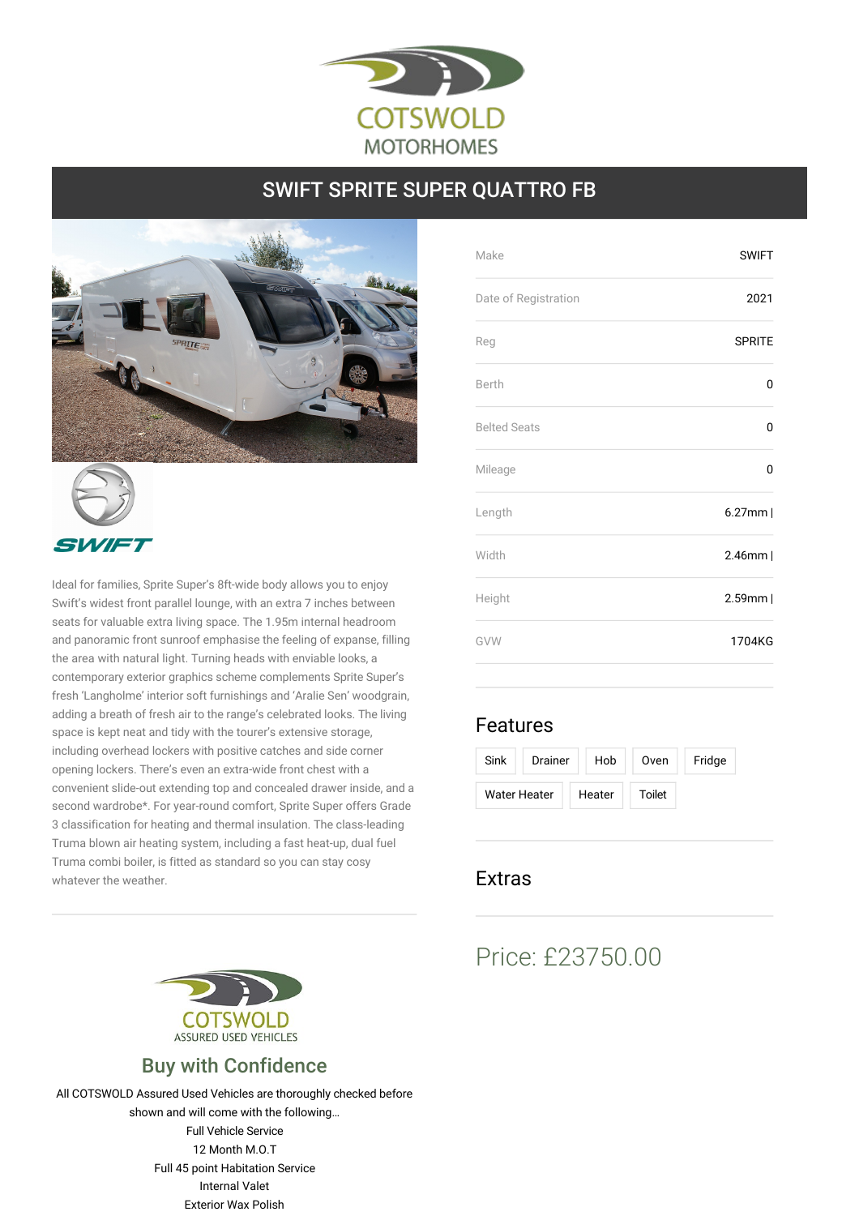COTSWOLD MOTORHOMES

# SWIFT SPRITE SUPER QUATTRO FB

SWIFT

Ideal for families, Sprite Super's 8ft-wide body allows you to enjoy Swift's widest front parallel lounge, with an extra 7 inches between seats for valuable extra living space. The 1.95m internal headroom and panoramic front sunroof emphasise the feeling of expanse, filling the area with natural light. Turning heads with enviable looks, a contemporary exterior graphics scheme complements Sprite Super's fresh 'Langholme' interior soft furnishings and 'Aralie Sen' woodgrain, adding a breath of fresh air to the range's celebrated looks. The living space is kept neat and tidy with the tourer's extensive storage, including overhead lockers with positive catches and side corner opening lockers. There's even an extra-wide front chest with a convenient slide-out extending top and concealed drawer inside, and a second wardrobe*. For year-round comfort, Sprite Super offers Grade 3 classification for heating and thermal insulation. The class-leading Truma blown air heating system, including a fast heat-up, dual fuel Truma combi boiler, is fitted as standard so you can stay cosy whatever the weather.

| | |
|---|---|
| Make | SWIFT |
| Date of Registration | 2021 |
| Reg | SPRITE |
| Berth | 0 |
| Belted Seats | 0 |
| Mileage | 0 |
| Length | 6.27mm \| |
| Width | 2.46mm \| |
| Height | 2.59mm \| |
| GVW | 1704KG |

## Features

- Sink
- Drainer
- Hob
- Oven
- Fridge
- Water Heater
- Heater
- Toilet

## Extras

## Price: £23750.00

COTSWOLD ASSURED USED VEHICLES

## Buy with Confidence

All COTSWOLD Assured Used Vehicles are thoroughly checked before shown and will come with the following…

Full Vehicle Service
12 Month M.O.T
Full 45 point Habitation Service
Internal Valet
Exterior Wax Polish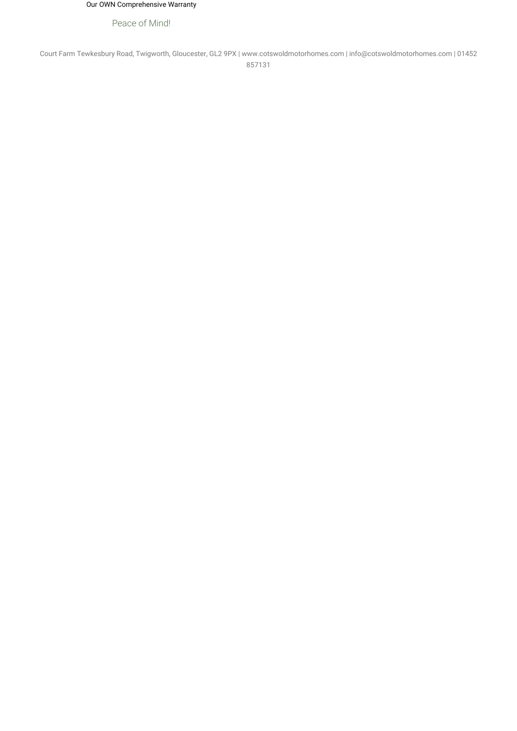Our OWN Comprehensive Warranty

Peace of Mind!

Court Farm Tewkesbury Road, Twigworth, Gloucester, GL2 9PX | www.cotswoldmotorhomes.com | info@cotswoldmotorhomes.com | 01452 857131